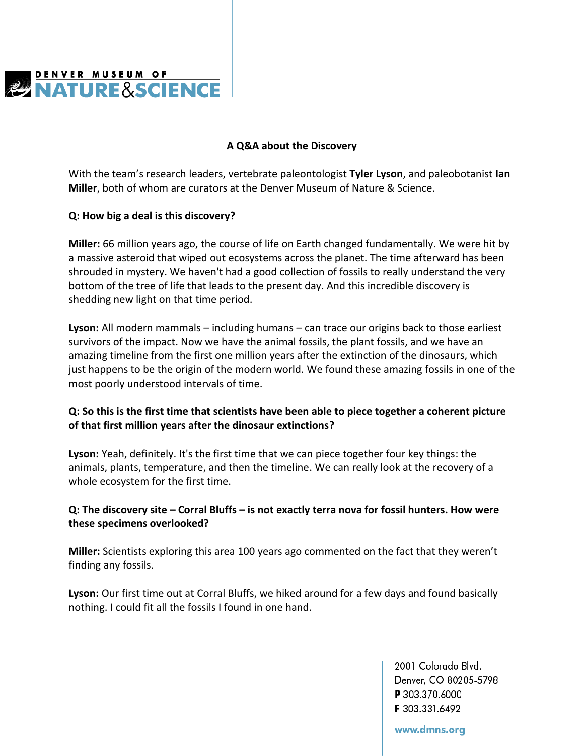# A Q&A about the Discovery

With the team's research leaders, vertebrate paleontologist **Tyler Lyson**, and paleobotanist **Ian Miller**, both of whom are curators at the Denver Museum of Nature & Science.

**Q: How big a deal is this discovery?**

**Miller:** 66 million years ago, the course of life on Earth changed fundamentally. We were hit by a massive asteroid that wiped out ecosystems across the planet. The time afterward has been shrouded in mystery. We haven't had a good collection of fossils to really understand the very bottom of the tree of life that leads to the present day. And this incredible discovery is shedding new light on that time period.

**Lyson:** All modern mammals – including humans – can trace our origins back to those earliest survivors of the impact. Now we have the animal fossils, the plant fossils, and we have an amazing timeline from the first one million years after the extinction of the dinosaurs, which just happens to be the origin of the modern world. We found these amazing fossils in one of the most poorly understood intervals of time.

**Q: So this is the first time that scientists have been able to piece together a coherent picture of that first million years after the dinosaur extinctions?**

**Lyson:** Yeah, definitely. It's the first time that we can piece together four key things: the animals, plants, temperature, and then the timeline. We can really look at the recovery of a whole ecosystem for the first time.

**Q: The discovery site – Corral Bluffs – is not exactly terra nova for fossil hunters. How were these specimens overlooked?**

**Miller:** Scientists exploring this area 100 years ago commented on the fact that they weren't finding any fossils.

**Lyson:** Our first time out at Corral Bluffs, we hiked around for a few days and found basically nothing. I could fit all the fossils I found in one hand.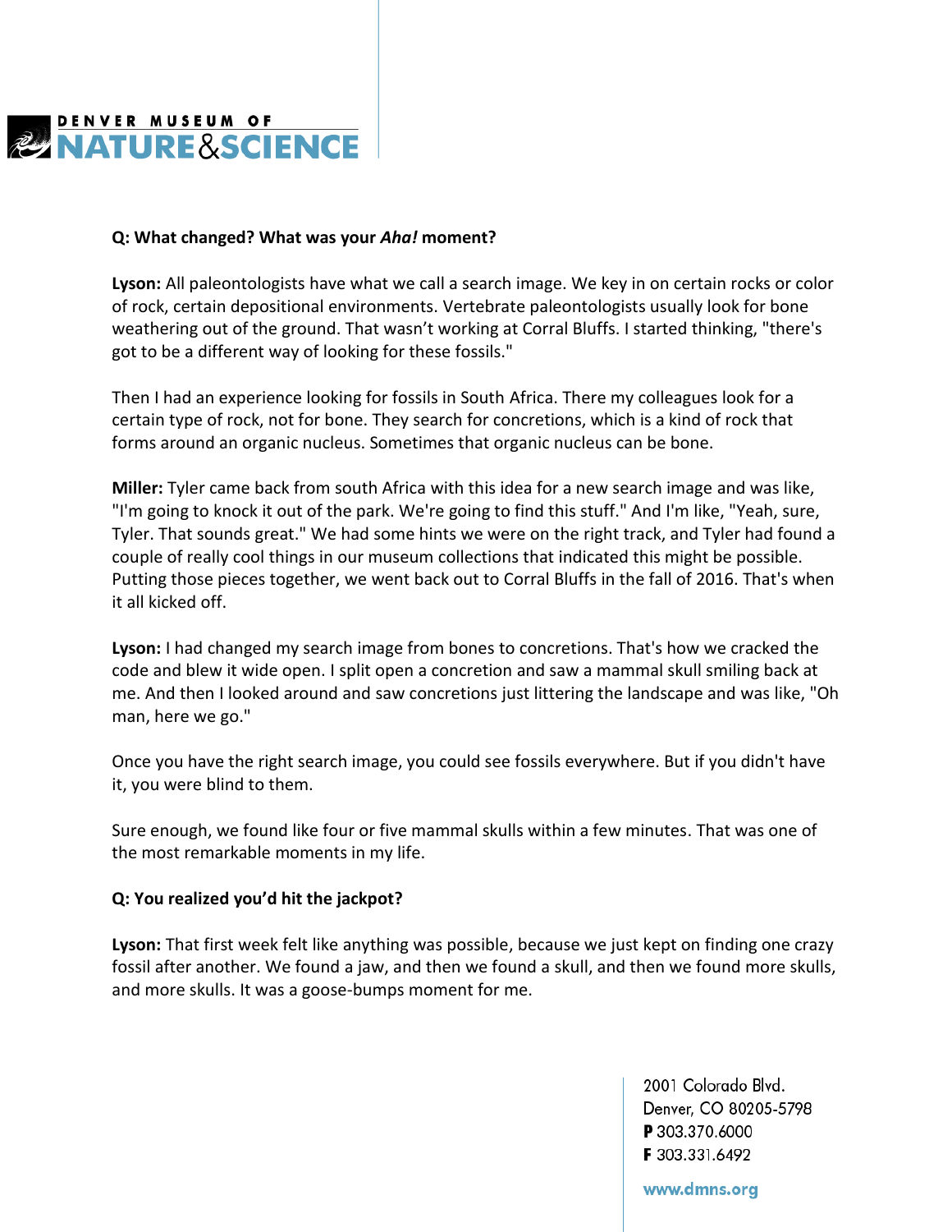**Q: What changed? What was your *Aha!* moment?**

**Lyson:** All paleontologists have what we call a search image. We key in on certain rocks or color of rock, certain depositional environments. Vertebrate paleontologists usually look for bone weathering out of the ground. That wasn't working at Corral Bluffs. I started thinking, "there's got to be a different way of looking for these fossils."

Then I had an experience looking for fossils in South Africa. There my colleagues look for a certain type of rock, not for bone. They search for concretions, which is a kind of rock that forms around an organic nucleus. Sometimes that organic nucleus can be bone.

**Miller:** Tyler came back from south Africa with this idea for a new search image and was like, "I'm going to knock it out of the park. We're going to find this stuff." And I'm like, "Yeah, sure, Tyler. That sounds great." We had some hints we were on the right track, and Tyler had found a couple of really cool things in our museum collections that indicated this might be possible. Putting those pieces together, we went back out to Corral Bluffs in the fall of 2016. That's when it all kicked off.

**Lyson:** I had changed my search image from bones to concretions. That's how we cracked the code and blew it wide open. I split open a concretion and saw a mammal skull smiling back at me. And then I looked around and saw concretions just littering the landscape and was like, "Oh man, here we go."

Once you have the right search image, you could see fossils everywhere. But if you didn't have it, you were blind to them.

Sure enough, we found like four or five mammal skulls within a few minutes. That was one of the most remarkable moments in my life.

**Q: You realized you'd hit the jackpot?**

**Lyson:** That first week felt like anything was possible, because we just kept on finding one crazy fossil after another. We found a jaw, and then we found a skull, and then we found more skulls, and more skulls. It was a goose-bumps moment for me.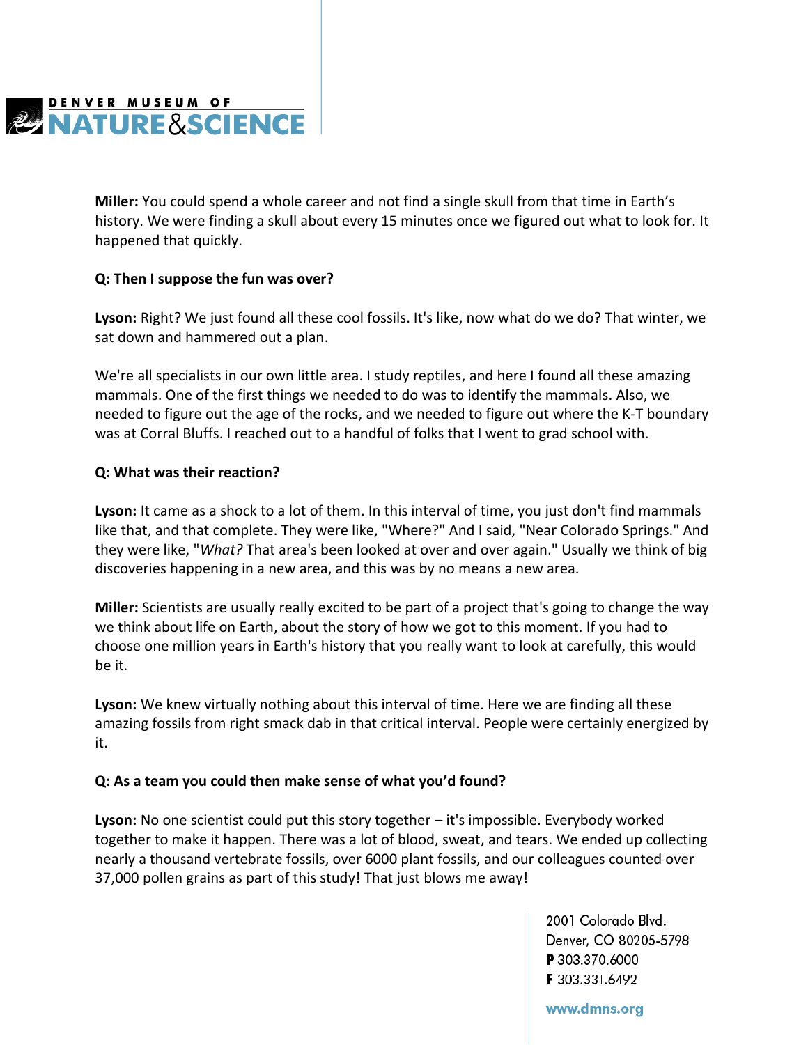**Miller:** You could spend a whole career and not find a single skull from that time in Earth's history. We were finding a skull about every 15 minutes once we figured out what to look for. It happened that quickly.

**Q: Then I suppose the fun was over?**

**Lyson:** Right? We just found all these cool fossils. It's like, now what do we do? That winter, we sat down and hammered out a plan.

We're all specialists in our own little area. I study reptiles, and here I found all these amazing mammals. One of the first things we needed to do was to identify the mammals. Also, we needed to figure out the age of the rocks, and we needed to figure out where the K-T boundary was at Corral Bluffs. I reached out to a handful of folks that I went to grad school with.

**Q: What was their reaction?**

**Lyson:** It came as a shock to a lot of them. In this interval of time, you just don't find mammals like that, and that complete. They were like, "Where?" And I said, "Near Colorado Springs." And they were like, "*What?* That area's been looked at over and over again." Usually we think of big discoveries happening in a new area, and this was by no means a new area.

**Miller:** Scientists are usually really excited to be part of a project that's going to change the way we think about life on Earth, about the story of how we got to this moment. If you had to choose one million years in Earth's history that you really want to look at carefully, this would be it.

**Lyson:** We knew virtually nothing about this interval of time. Here we are finding all these amazing fossils from right smack dab in that critical interval. People were certainly energized by it.

**Q: As a team you could then make sense of what you'd found?**

**Lyson:** No one scientist could put this story together – it's impossible. Everybody worked together to make it happen. There was a lot of blood, sweat, and tears. We ended up collecting nearly a thousand vertebrate fossils, over 6000 plant fossils, and our colleagues counted over 37,000 pollen grains as part of this study! That just blows me away!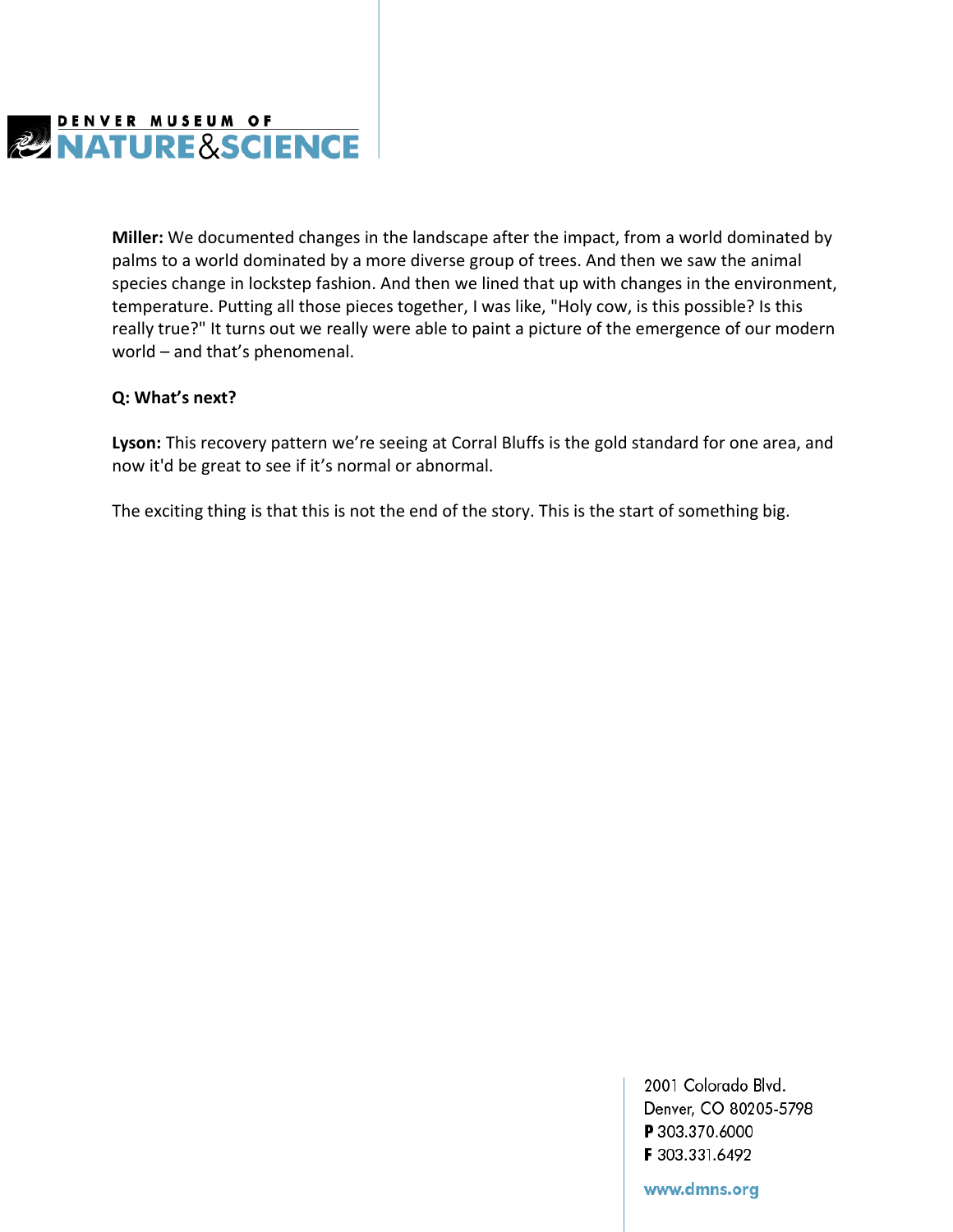**Miller:** We documented changes in the landscape after the impact, from a world dominated by palms to a world dominated by a more diverse group of trees. And then we saw the animal species change in lockstep fashion. And then we lined that up with changes in the environment, temperature. Putting all those pieces together, I was like, "Holy cow, is this possible? Is this really true?" It turns out we really were able to paint a picture of the emergence of our modern world – and that's phenomenal.

**Q: What's next?**

**Lyson:** This recovery pattern we're seeing at Corral Bluffs is the gold standard for one area, and now it'd be great to see if it's normal or abnormal.

The exciting thing is that this is not the end of the story. This is the start of something big.